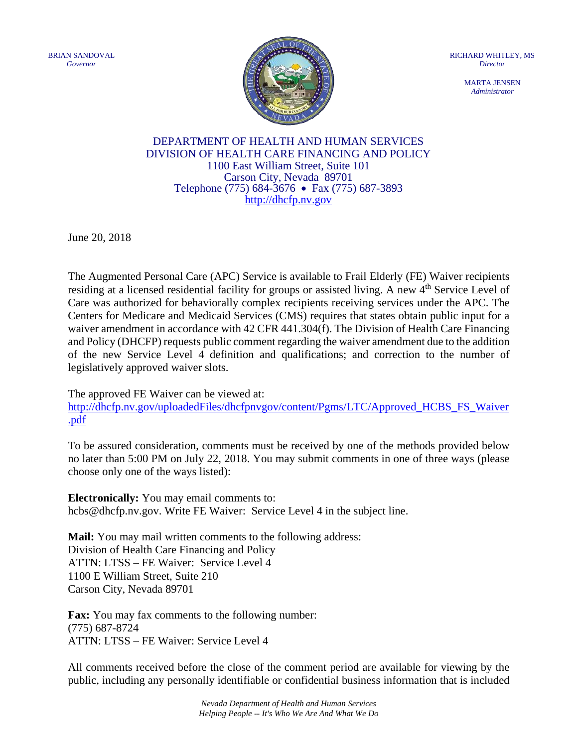BRIAN SANDOVAL
*Governor*

RICHARD WHITLEY, MS
*Director*

MARTA JENSEN
*Administrator*

DEPARTMENT OF HEALTH AND HUMAN SERVICES
DIVISION OF HEALTH CARE FINANCING AND POLICY
1100 East William Street, Suite 101
Carson City, Nevada 89701
Telephone (775) 684-3676 • Fax (775) 687-3893
http://dhcfp.nv.gov

June 20, 2018

The Augmented Personal Care (APC) Service is available to Frail Elderly (FE) Waiver recipients residing at a licensed residential facility for groups or assisted living. A new 4th Service Level of Care was authorized for behaviorally complex recipients receiving services under the APC. The Centers for Medicare and Medicaid Services (CMS) requires that states obtain public input for a waiver amendment in accordance with 42 CFR 441.304(f). The Division of Health Care Financing and Policy (DHCFP) requests public comment regarding the waiver amendment due to the addition of the new Service Level 4 definition and qualifications; and correction to the number of legislatively approved waiver slots.

The approved FE Waiver can be viewed at:
http://dhcfp.nv.gov/uploadedFiles/dhcfpnvgov/content/Pgms/LTC/Approved_HCBS_FS_Waiver.pdf

To be assured consideration, comments must be received by one of the methods provided below no later than 5:00 PM on July 22, 2018. You may submit comments in one of three ways (please choose only one of the ways listed):

**Electronically:** You may email comments to:
hcbs@dhcfp.nv.gov. Write FE Waiver: Service Level 4 in the subject line.

**Mail:** You may mail written comments to the following address:
Division of Health Care Financing and Policy
ATTN: LTSS – FE Waiver: Service Level 4
1100 E William Street, Suite 210
Carson City, Nevada 89701

**Fax:** You may fax comments to the following number:
(775) 687-8724
ATTN: LTSS – FE Waiver: Service Level 4

All comments received before the close of the comment period are available for viewing by the public, including any personally identifiable or confidential business information that is included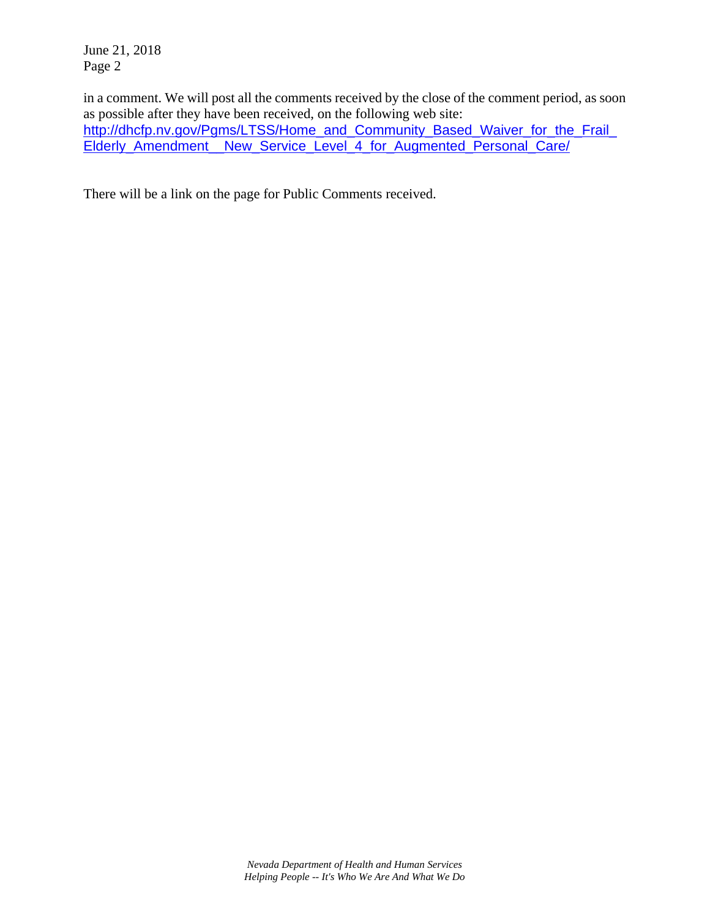in a comment. We will post all the comments received by the close of the comment period, as soon as possible after they have been received, on the following web site: http://dhcfp.nv.gov/Pgms/LTSS/Home_and_Community_Based_Waiver_for_the_Frail_Elderly_Amendment__New_Service_Level_4_for_Augmented_Personal_Care/

There will be a link on the page for Public Comments received.